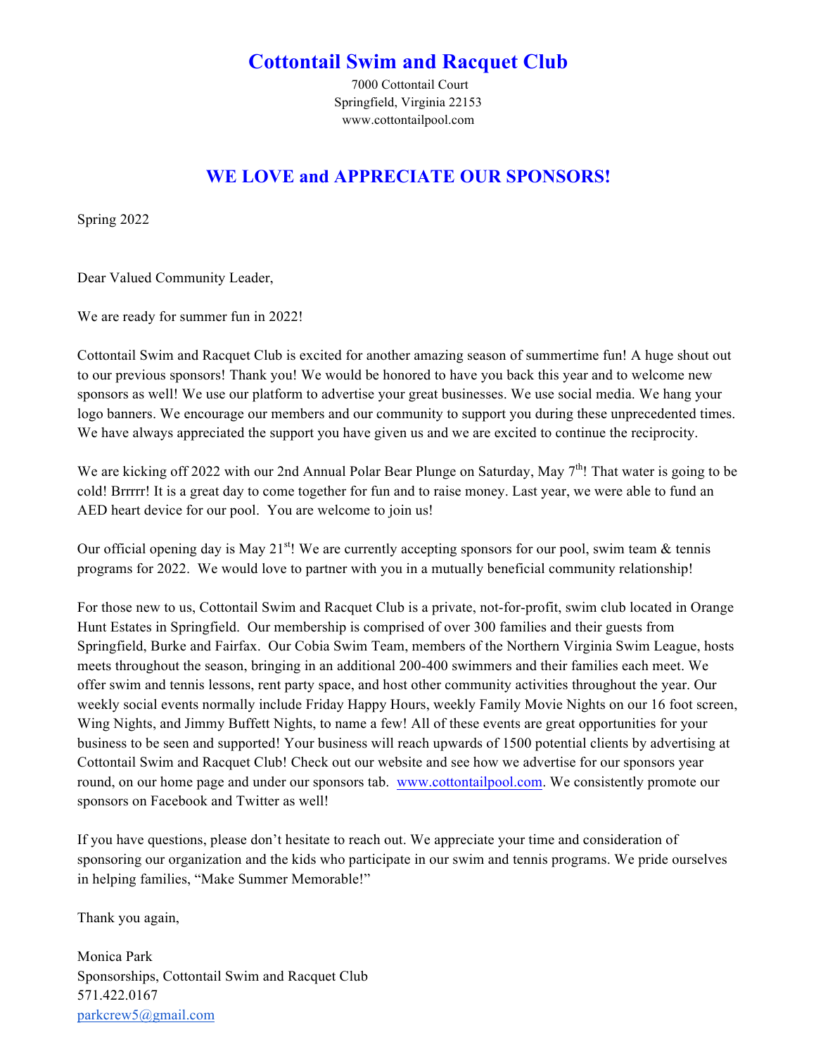# Cottontail Swim and Racquet Club

7000 Cottontail Court
Springfield, Virginia 22153
www.cottontailpool.com

## WE LOVE and APPRECIATE OUR SPONSORS!

Spring 2022

Dear Valued Community Leader,

We are ready for summer fun in 2022!

Cottontail Swim and Racquet Club is excited for another amazing season of summertime fun! A huge shout out to our previous sponsors! Thank you! We would be honored to have you back this year and to welcome new sponsors as well! We use our platform to advertise your great businesses. We use social media. We hang your logo banners. We encourage our members and our community to support you during these unprecedented times. We have always appreciated the support you have given us and we are excited to continue the reciprocity.

We are kicking off 2022 with our 2nd Annual Polar Bear Plunge on Saturday, May 7th! That water is going to be cold! Brrrrr! It is a great day to come together for fun and to raise money. Last year, we were able to fund an AED heart device for our pool. You are welcome to join us!

Our official opening day is May 21st! We are currently accepting sponsors for our pool, swim team & tennis programs for 2022. We would love to partner with you in a mutually beneficial community relationship!

For those new to us, Cottontail Swim and Racquet Club is a private, not-for-profit, swim club located in Orange Hunt Estates in Springfield. Our membership is comprised of over 300 families and their guests from Springfield, Burke and Fairfax. Our Cobia Swim Team, members of the Northern Virginia Swim League, hosts meets throughout the season, bringing in an additional 200-400 swimmers and their families each meet. We offer swim and tennis lessons, rent party space, and host other community activities throughout the year. Our weekly social events normally include Friday Happy Hours, weekly Family Movie Nights on our 16 foot screen, Wing Nights, and Jimmy Buffett Nights, to name a few! All of these events are great opportunities for your business to be seen and supported! Your business will reach upwards of 1500 potential clients by advertising at Cottontail Swim and Racquet Club! Check out our website and see how we advertise for our sponsors year round, on our home page and under our sponsors tab. www.cottontailpool.com. We consistently promote our sponsors on Facebook and Twitter as well!

If you have questions, please don't hesitate to reach out. We appreciate your time and consideration of sponsoring our organization and the kids who participate in our swim and tennis programs. We pride ourselves in helping families, "Make Summer Memorable!"

Thank you again,

Monica Park
Sponsorships, Cottontail Swim and Racquet Club
571.422.0167
parkcrew5@gmail.com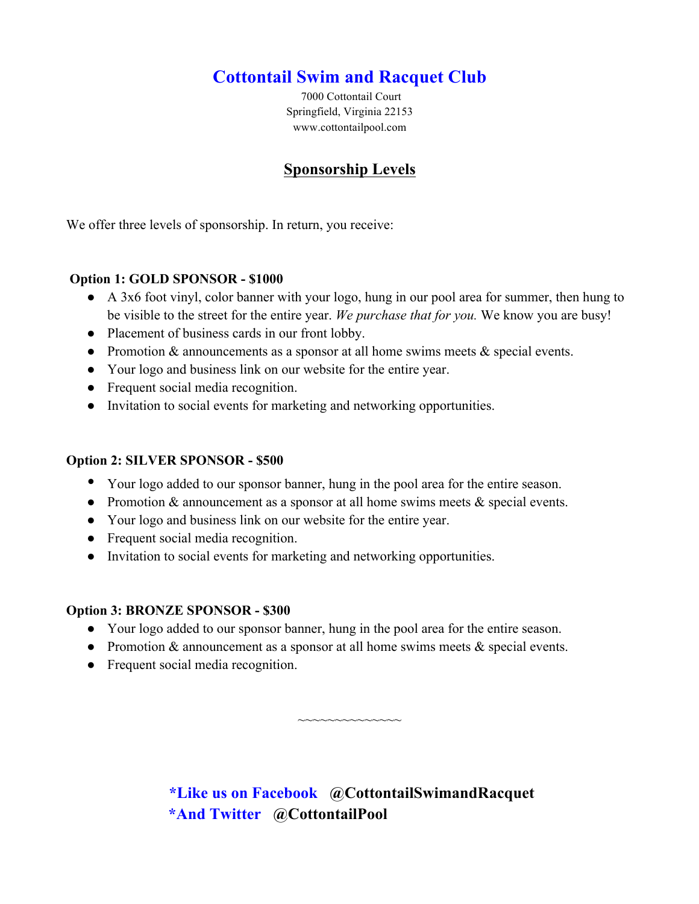# Cottontail Swim and Racquet Club

7000 Cottontail Court
Springfield, Virginia 22153
www.cottontailpool.com

## Sponsorship Levels

We offer three levels of sponsorship. In return, you receive:

**Option 1: GOLD SPONSOR - $1000**

- A 3x6 foot vinyl, color banner with your logo, hung in our pool area for summer, then hung to be visible to the street for the entire year. *We purchase that for you.* We know you are busy!
- Placement of business cards in our front lobby.
- Promotion & announcements as a sponsor at all home swims meets & special events.
- Your logo and business link on our website for the entire year.
- Frequent social media recognition.
- Invitation to social events for marketing and networking opportunities.

**Option 2: SILVER SPONSOR - $500**

- Your logo added to our sponsor banner, hung in the pool area for the entire season.
- Promotion & announcement as a sponsor at all home swims meets & special events.
- Your logo and business link on our website for the entire year.
- Frequent social media recognition.
- Invitation to social events for marketing and networking opportunities.

**Option 3: BRONZE SPONSOR - $300**

- Your logo added to our sponsor banner, hung in the pool area for the entire season.
- Promotion & announcement as a sponsor at all home swims meets & special events.
- Frequent social media recognition.

~~~~~~~~~~~~~~

**\*Like us on Facebook @CottontailSwimandRacquet**
**\*And Twitter @CottontailPool**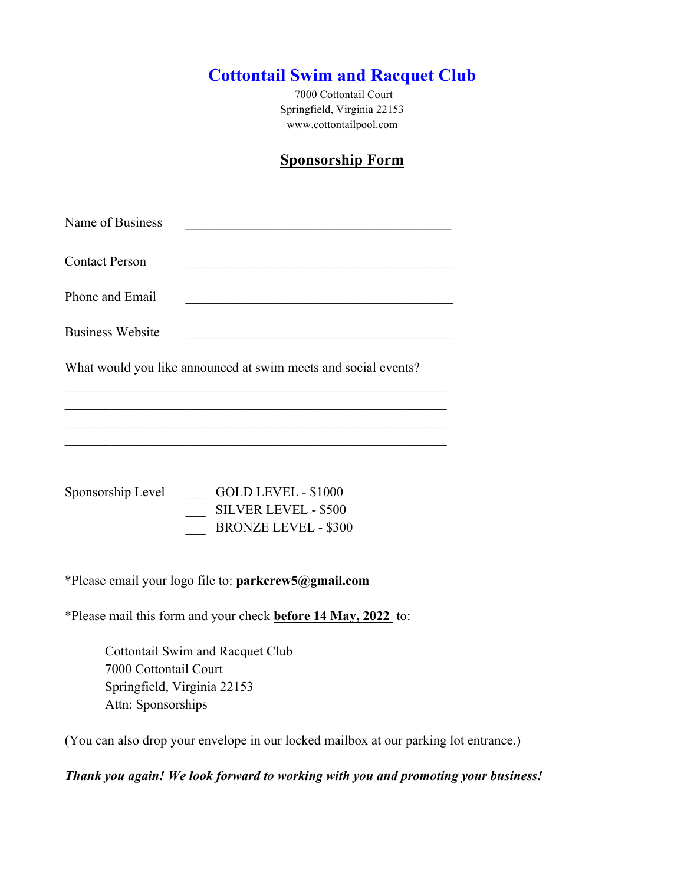# Cottontail Swim and Racquet Club

7000 Cottontail Court
Springfield, Virginia 22153
www.cottontailpool.com

## Sponsorship Form

Name of Business \_\_\_\_\_\_\_\_\_\_\_\_\_\_\_\_\_\_\_\_\_\_\_\_\_\_\_\_\_\_\_\_\_\_\_\_\_\_\_\_

Contact Person \_\_\_\_\_\_\_\_\_\_\_\_\_\_\_\_\_\_\_\_\_\_\_\_\_\_\_\_\_\_\_\_\_\_\_\_\_\_\_\_

Phone and Email \_\_\_\_\_\_\_\_\_\_\_\_\_\_\_\_\_\_\_\_\_\_\_\_\_\_\_\_\_\_\_\_\_\_\_\_\_\_\_\_

Business Website \_\_\_\_\_\_\_\_\_\_\_\_\_\_\_\_\_\_\_\_\_\_\_\_\_\_\_\_\_\_\_\_\_\_\_\_\_\_\_\_

What would you like announced at swim meets and social events?

\_\_\_\_\_\_\_\_\_\_\_\_\_\_\_\_\_\_\_\_\_\_\_\_\_\_\_\_\_\_\_\_\_\_\_\_\_\_\_\_\_\_\_\_\_\_\_\_\_\_\_\_\_\_\_\_\_\_

\_\_\_\_\_\_\_\_\_\_\_\_\_\_\_\_\_\_\_\_\_\_\_\_\_\_\_\_\_\_\_\_\_\_\_\_\_\_\_\_\_\_\_\_\_\_\_\_\_\_\_\_\_\_\_\_\_\_

\_\_\_\_\_\_\_\_\_\_\_\_\_\_\_\_\_\_\_\_\_\_\_\_\_\_\_\_\_\_\_\_\_\_\_\_\_\_\_\_\_\_\_\_\_\_\_\_\_\_\_\_\_\_\_\_\_\_

\_\_\_\_\_\_\_\_\_\_\_\_\_\_\_\_\_\_\_\_\_\_\_\_\_\_\_\_\_\_\_\_\_\_\_\_\_\_\_\_\_\_\_\_\_\_\_\_\_\_\_\_\_\_\_\_\_\_

Sponsorship Level
\_\_\_ GOLD LEVEL - $1000
\_\_\_ SILVER LEVEL - $500
\_\_\_ BRONZE LEVEL - $300

*Please email your logo file to: **parkcrew5@gmail.com**

*Please mail this form and your check **before 14 May, 2022** to:

Cottontail Swim and Racquet Club
7000 Cottontail Court
Springfield, Virginia 22153
Attn: Sponsorships

(You can also drop your envelope in our locked mailbox at our parking lot entrance.)

***Thank you again! We look forward to working with you and promoting your business!***